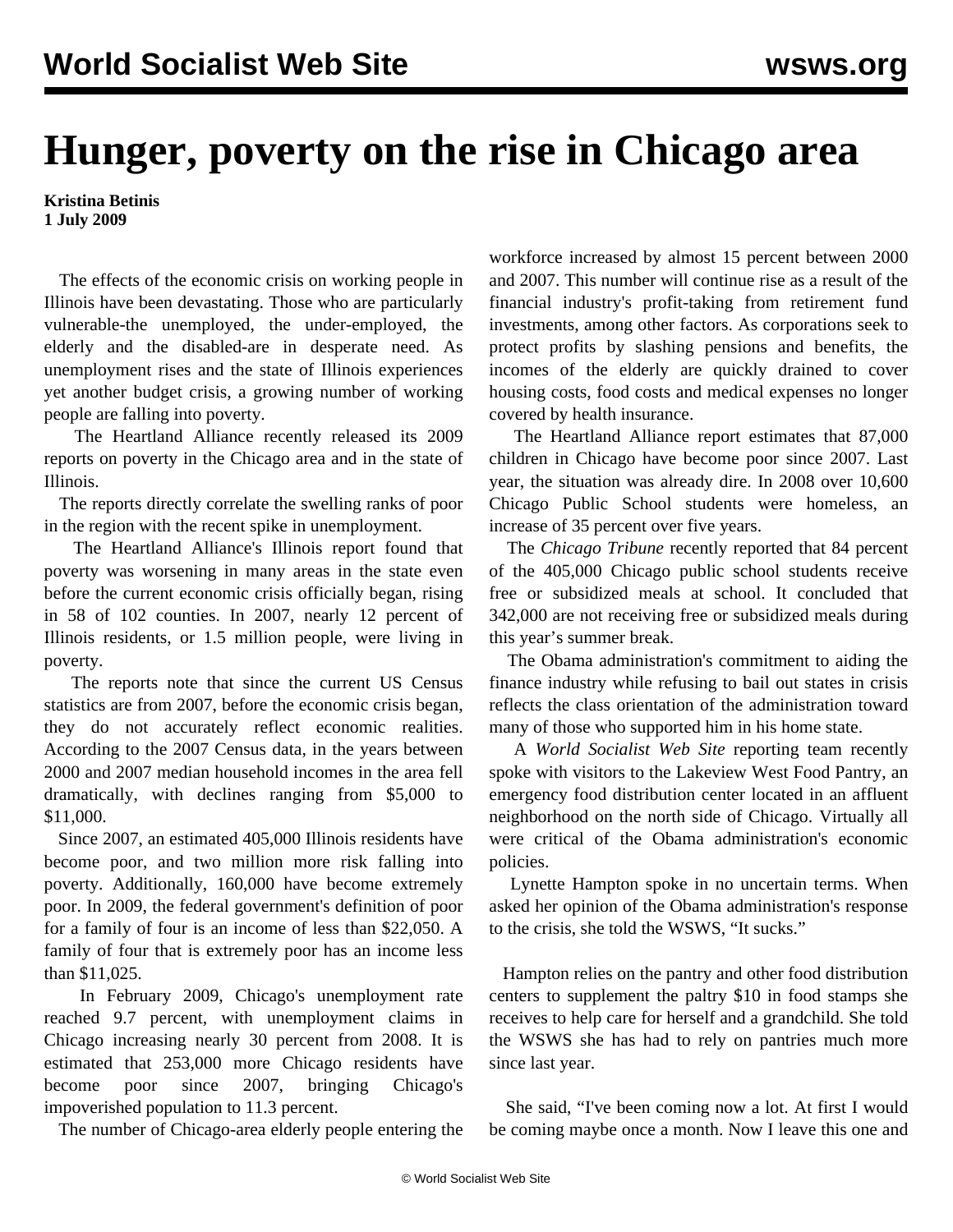# Hunger, poverty on the rise in Chicago area

**Kristina Betinis**
**1 July 2009**

The effects of the economic crisis on working people in Illinois have been devastating. Those who are particularly vulnerable-the unemployed, the under-employed, the elderly and the disabled-are in desperate need. As unemployment rises and the state of Illinois experiences yet another budget crisis, a growing number of working people are falling into poverty.

The Heartland Alliance recently released its 2009 reports on poverty in the Chicago area and in the state of Illinois.

The reports directly correlate the swelling ranks of poor in the region with the recent spike in unemployment.

The Heartland Alliance's Illinois report found that poverty was worsening in many areas in the state even before the current economic crisis officially began, rising in 58 of 102 counties. In 2007, nearly 12 percent of Illinois residents, or 1.5 million people, were living in poverty.

The reports note that since the current US Census statistics are from 2007, before the economic crisis began, they do not accurately reflect economic realities. According to the 2007 Census data, in the years between 2000 and 2007 median household incomes in the area fell dramatically, with declines ranging from $5,000 to $11,000.

Since 2007, an estimated 405,000 Illinois residents have become poor, and two million more risk falling into poverty. Additionally, 160,000 have become extremely poor. In 2009, the federal government's definition of poor for a family of four is an income of less than $22,050. A family of four that is extremely poor has an income less than $11,025.

In February 2009, Chicago's unemployment rate reached 9.7 percent, with unemployment claims in Chicago increasing nearly 30 percent from 2008. It is estimated that 253,000 more Chicago residents have become poor since 2007, bringing Chicago's impoverished population to 11.3 percent.

The number of Chicago-area elderly people entering the workforce increased by almost 15 percent between 2000 and 2007. This number will continue rise as a result of the financial industry's profit-taking from retirement fund investments, among other factors. As corporations seek to protect profits by slashing pensions and benefits, the incomes of the elderly are quickly drained to cover housing costs, food costs and medical expenses no longer covered by health insurance.

The Heartland Alliance report estimates that 87,000 children in Chicago have become poor since 2007. Last year, the situation was already dire. In 2008 over 10,600 Chicago Public School students were homeless, an increase of 35 percent over five years.

The *Chicago Tribune* recently reported that 84 percent of the 405,000 Chicago public school students receive free or subsidized meals at school. It concluded that 342,000 are not receiving free or subsidized meals during this year's summer break.

The Obama administration's commitment to aiding the finance industry while refusing to bail out states in crisis reflects the class orientation of the administration toward many of those who supported him in his home state.

A *World Socialist Web Site* reporting team recently spoke with visitors to the Lakeview West Food Pantry, an emergency food distribution center located in an affluent neighborhood on the north side of Chicago. Virtually all were critical of the Obama administration's economic policies.

Lynette Hampton spoke in no uncertain terms. When asked her opinion of the Obama administration's response to the crisis, she told the WSWS, "It sucks."

Hampton relies on the pantry and other food distribution centers to supplement the paltry $10 in food stamps she receives to help care for herself and a grandchild. She told the WSWS she has had to rely on pantries much more since last year.

She said, "I've been coming now a lot. At first I would be coming maybe once a month. Now I leave this one and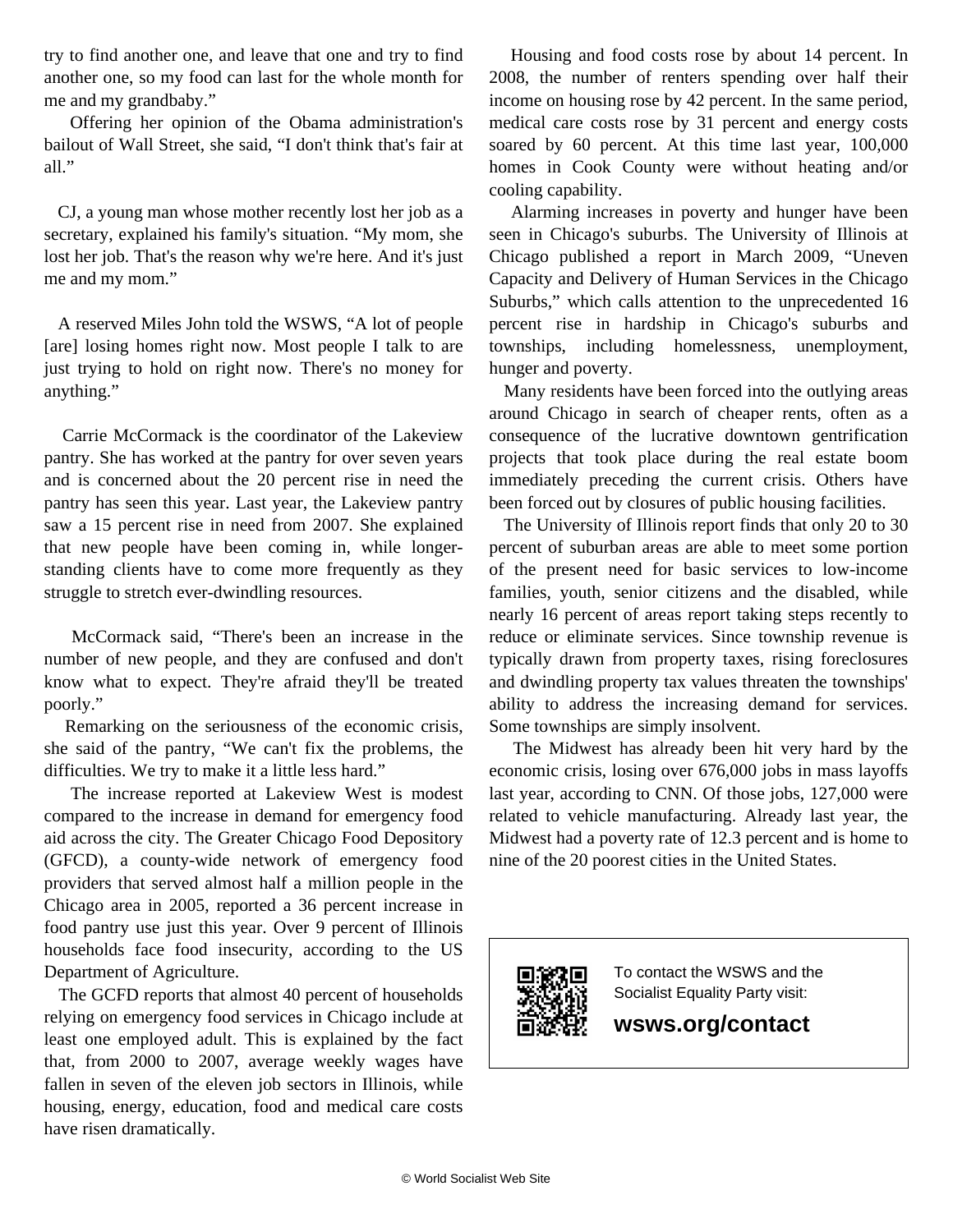try to find another one, and leave that one and try to find another one, so my food can last for the whole month for me and my grandbaby."

Offering her opinion of the Obama administration's bailout of Wall Street, she said, "I don't think that's fair at all."

CJ, a young man whose mother recently lost her job as a secretary, explained his family's situation. "My mom, she lost her job. That's the reason why we're here. And it's just me and my mom."

A reserved Miles John told the WSWS, "A lot of people [are] losing homes right now. Most people I talk to are just trying to hold on right now. There's no money for anything."

Carrie McCormack is the coordinator of the Lakeview pantry. She has worked at the pantry for over seven years and is concerned about the 20 percent rise in need the pantry has seen this year. Last year, the Lakeview pantry saw a 15 percent rise in need from 2007. She explained that new people have been coming in, while longer-standing clients have to come more frequently as they struggle to stretch ever-dwindling resources.

McCormack said, "There's been an increase in the number of new people, and they are confused and don't know what to expect. They're afraid they'll be treated poorly."

Remarking on the seriousness of the economic crisis, she said of the pantry, "We can't fix the problems, the difficulties. We try to make it a little less hard."

The increase reported at Lakeview West is modest compared to the increase in demand for emergency food aid across the city. The Greater Chicago Food Depository (GFCD), a county-wide network of emergency food providers that served almost half a million people in the Chicago area in 2005, reported a 36 percent increase in food pantry use just this year. Over 9 percent of Illinois households face food insecurity, according to the US Department of Agriculture.

The GCFD reports that almost 40 percent of households relying on emergency food services in Chicago include at least one employed adult. This is explained by the fact that, from 2000 to 2007, average weekly wages have fallen in seven of the eleven job sectors in Illinois, while housing, energy, education, food and medical care costs have risen dramatically.

Housing and food costs rose by about 14 percent. In 2008, the number of renters spending over half their income on housing rose by 42 percent. In the same period, medical care costs rose by 31 percent and energy costs soared by 60 percent. At this time last year, 100,000 homes in Cook County were without heating and/or cooling capability.

Alarming increases in poverty and hunger have been seen in Chicago's suburbs. The University of Illinois at Chicago published a report in March 2009, "Uneven Capacity and Delivery of Human Services in the Chicago Suburbs," which calls attention to the unprecedented 16 percent rise in hardship in Chicago's suburbs and townships, including homelessness, unemployment, hunger and poverty.

Many residents have been forced into the outlying areas around Chicago in search of cheaper rents, often as a consequence of the lucrative downtown gentrification projects that took place during the real estate boom immediately preceding the current crisis. Others have been forced out by closures of public housing facilities.

The University of Illinois report finds that only 20 to 30 percent of suburban areas are able to meet some portion of the present need for basic services to low-income families, youth, senior citizens and the disabled, while nearly 16 percent of areas report taking steps recently to reduce or eliminate services. Since township revenue is typically drawn from property taxes, rising foreclosures and dwindling property tax values threaten the townships' ability to address the increasing demand for services. Some townships are simply insolvent.

The Midwest has already been hit very hard by the economic crisis, losing over 676,000 jobs in mass layoffs last year, according to CNN. Of those jobs, 127,000 were related to vehicle manufacturing. Already last year, the Midwest had a poverty rate of 12.3 percent and is home to nine of the 20 poorest cities in the United States.

To contact the WSWS and the Socialist Equality Party visit:

**wsws.org/contact**